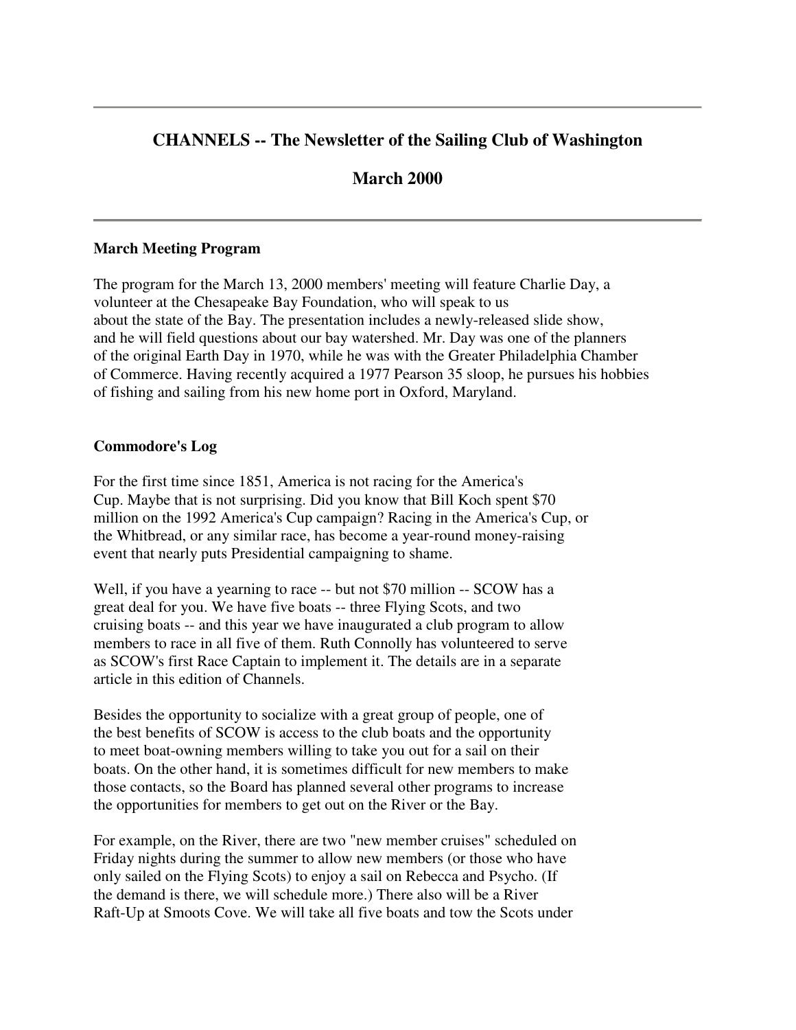# CHANNELS -- The Newsletter of the Sailing Club of Washington

## March 2000

---

### March Meeting Program

The program for the March 13, 2000 members' meeting will feature Charlie Day, a volunteer at the Chesapeake Bay Foundation, who will speak to us about the state of the Bay. The presentation includes a newly-released slide show, and he will field questions about our bay watershed. Mr. Day was one of the planners of the original Earth Day in 1970, while he was with the Greater Philadelphia Chamber of Commerce. Having recently acquired a 1977 Pearson 35 sloop, he pursues his hobbies of fishing and sailing from his new home port in Oxford, Maryland.

### Commodore's Log

For the first time since 1851, America is not racing for the America's Cup. Maybe that is not surprising. Did you know that Bill Koch spent $70 million on the 1992 America's Cup campaign? Racing in the America's Cup, or the Whitbread, or any similar race, has become a year-round money-raising event that nearly puts Presidential campaigning to shame.

Well, if you have a yearning to race -- but not $70 million -- SCOW has a great deal for you. We have five boats -- three Flying Scots, and two cruising boats -- and this year we have inaugurated a club program to allow members to race in all five of them. Ruth Connolly has volunteered to serve as SCOW's first Race Captain to implement it. The details are in a separate article in this edition of Channels.

Besides the opportunity to socialize with a great group of people, one of the best benefits of SCOW is access to the club boats and the opportunity to meet boat-owning members willing to take you out for a sail on their boats. On the other hand, it is sometimes difficult for new members to make those contacts, so the Board has planned several other programs to increase the opportunities for members to get out on the River or the Bay.

For example, on the River, there are two "new member cruises" scheduled on Friday nights during the summer to allow new members (or those who have only sailed on the Flying Scots) to enjoy a sail on Rebecca and Psycho. (If the demand is there, we will schedule more.) There also will be a River Raft-Up at Smoots Cove. We will take all five boats and tow the Scots under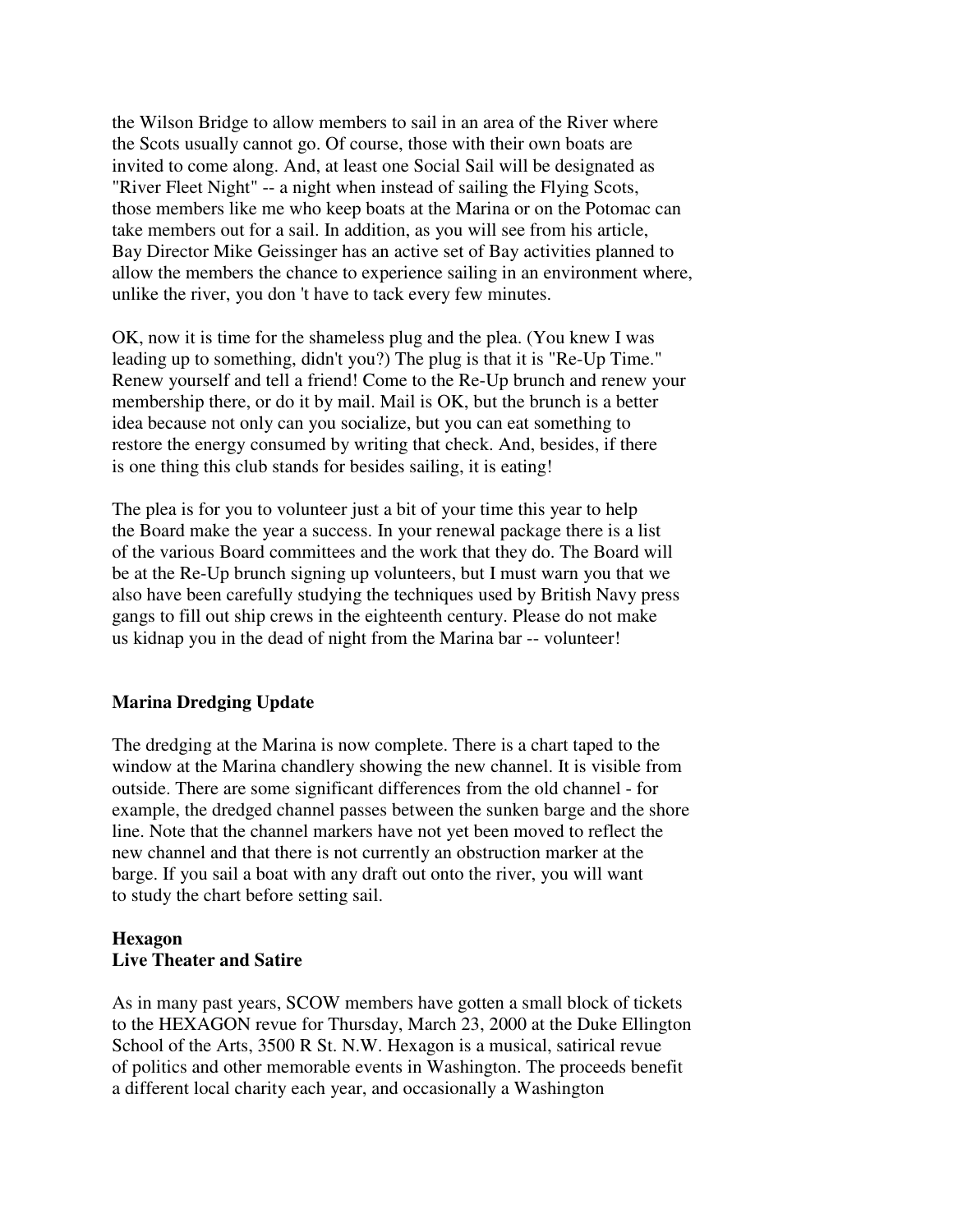the Wilson Bridge to allow members to sail in an area of the River where the Scots usually cannot go. Of course, those with their own boats are invited to come along. And, at least one Social Sail will be designated as "River Fleet Night" -- a night when instead of sailing the Flying Scots, those members like me who keep boats at the Marina or on the Potomac can take members out for a sail. In addition, as you will see from his article, Bay Director Mike Geissinger has an active set of Bay activities planned to allow the members the chance to experience sailing in an environment where, unlike the river, you don 't have to tack every few minutes.

OK, now it is time for the shameless plug and the plea. (You knew I was leading up to something, didn't you?) The plug is that it is "Re-Up Time." Renew yourself and tell a friend! Come to the Re-Up brunch and renew your membership there, or do it by mail. Mail is OK, but the brunch is a better idea because not only can you socialize, but you can eat something to restore the energy consumed by writing that check. And, besides, if there is one thing this club stands for besides sailing, it is eating!

The plea is for you to volunteer just a bit of your time this year to help the Board make the year a success. In your renewal package there is a list of the various Board committees and the work that they do. The Board will be at the Re-Up brunch signing up volunteers, but I must warn you that we also have been carefully studying the techniques used by British Navy press gangs to fill out ship crews in the eighteenth century. Please do not make us kidnap you in the dead of night from the Marina bar -- volunteer!

**Marina Dredging Update**

The dredging at the Marina is now complete. There is a chart taped to the window at the Marina chandlery showing the new channel. It is visible from outside. There are some significant differences from the old channel - for example, the dredged channel passes between the sunken barge and the shore line. Note that the channel markers have not yet been moved to reflect the new channel and that there is not currently an obstruction marker at the barge. If you sail a boat with any draft out onto the river, you will want to study the chart before setting sail.

**Hexagon**
**Live Theater and Satire**

As in many past years, SCOW members have gotten a small block of tickets to the HEXAGON revue for Thursday, March 23, 2000 at the Duke Ellington School of the Arts, 3500 R St. N.W. Hexagon is a musical, satirical revue of politics and other memorable events in Washington. The proceeds benefit a different local charity each year, and occasionally a Washington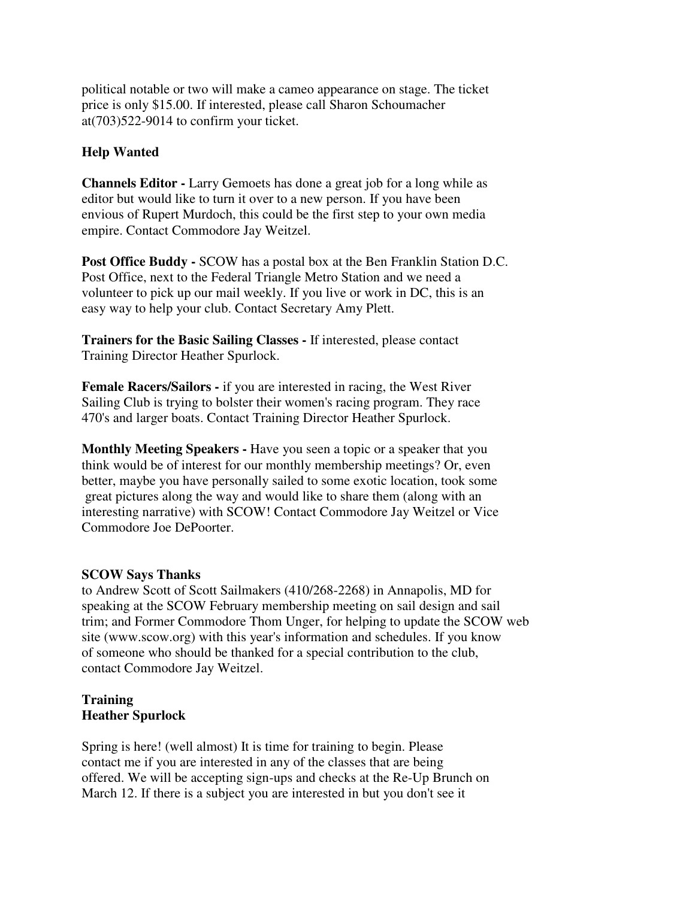political notable or two will make a cameo appearance on stage. The ticket price is only $15.00. If interested, please call Sharon Schoumacher at(703)522-9014 to confirm your ticket.

## Help Wanted

**Channels Editor -** Larry Gemoets has done a great job for a long while as editor but would like to turn it over to a new person. If you have been envious of Rupert Murdoch, this could be the first step to your own media empire. Contact Commodore Jay Weitzel.

**Post Office Buddy -** SCOW has a postal box at the Ben Franklin Station D.C. Post Office, next to the Federal Triangle Metro Station and we need a volunteer to pick up our mail weekly. If you live or work in DC, this is an easy way to help your club. Contact Secretary Amy Plett.

**Trainers for the Basic Sailing Classes -** If interested, please contact Training Director Heather Spurlock.

**Female Racers/Sailors -** if you are interested in racing, the West River Sailing Club is trying to bolster their women's racing program. They race 470's and larger boats. Contact Training Director Heather Spurlock.

**Monthly Meeting Speakers -** Have you seen a topic or a speaker that you think would be of interest for our monthly membership meetings? Or, even better, maybe you have personally sailed to some exotic location, took some great pictures along the way and would like to share them (along with an interesting narrative) with SCOW! Contact Commodore Jay Weitzel or Vice Commodore Joe DePoorter.

## SCOW Says Thanks

to Andrew Scott of Scott Sailmakers (410/268-2268) in Annapolis, MD for speaking at the SCOW February membership meeting on sail design and sail trim; and Former Commodore Thom Unger, for helping to update the SCOW web site (www.scow.org) with this year's information and schedules. If you know of someone who should be thanked for a special contribution to the club, contact Commodore Jay Weitzel.

## Training
**Heather Spurlock**

Spring is here! (well almost) It is time for training to begin. Please contact me if you are interested in any of the classes that are being offered. We will be accepting sign-ups and checks at the Re-Up Brunch on March 12. If there is a subject you are interested in but you don't see it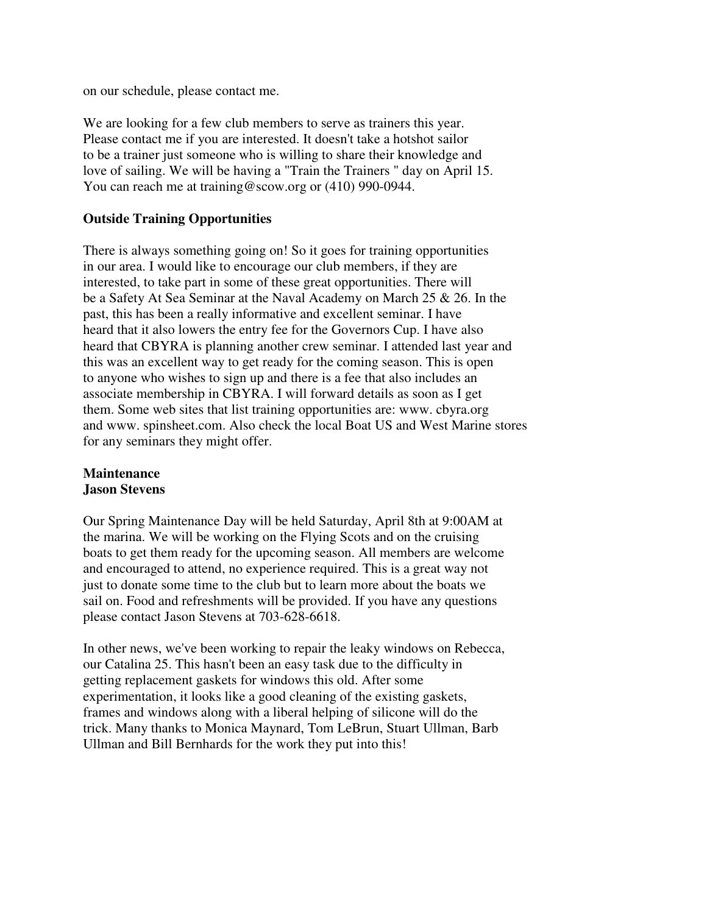on our schedule, please contact me.

We are looking for a few club members to serve as trainers this year. Please contact me if you are interested. It doesn't take a hotshot sailor to be a trainer just someone who is willing to share their knowledge and love of sailing. We will be having a "Train the Trainers " day on April 15. You can reach me at training@scow.org or (410) 990-0944.

**Outside Training Opportunities**

There is always something going on! So it goes for training opportunities in our area. I would like to encourage our club members, if they are interested, to take part in some of these great opportunities. There will be a Safety At Sea Seminar at the Naval Academy on March 25 & 26. In the past, this has been a really informative and excellent seminar. I have heard that it also lowers the entry fee for the Governors Cup. I have also heard that CBYRA is planning another crew seminar. I attended last year and this was an excellent way to get ready for the coming season. This is open to anyone who wishes to sign up and there is a fee that also includes an associate membership in CBYRA. I will forward details as soon as I get them. Some web sites that list training opportunities are: www. cbyra.org and www. spinsheet.com. Also check the local Boat US and West Marine stores for any seminars they might offer.

**Maintenance**
**Jason Stevens**

Our Spring Maintenance Day will be held Saturday, April 8th at 9:00AM at the marina. We will be working on the Flying Scots and on the cruising boats to get them ready for the upcoming season. All members are welcome and encouraged to attend, no experience required. This is a great way not just to donate some time to the club but to learn more about the boats we sail on. Food and refreshments will be provided. If you have any questions please contact Jason Stevens at 703-628-6618.

In other news, we've been working to repair the leaky windows on Rebecca, our Catalina 25. This hasn't been an easy task due to the difficulty in getting replacement gaskets for windows this old. After some experimentation, it looks like a good cleaning of the existing gaskets, frames and windows along with a liberal helping of silicone will do the trick. Many thanks to Monica Maynard, Tom LeBrun, Stuart Ullman, Barb Ullman and Bill Bernhards for the work they put into this!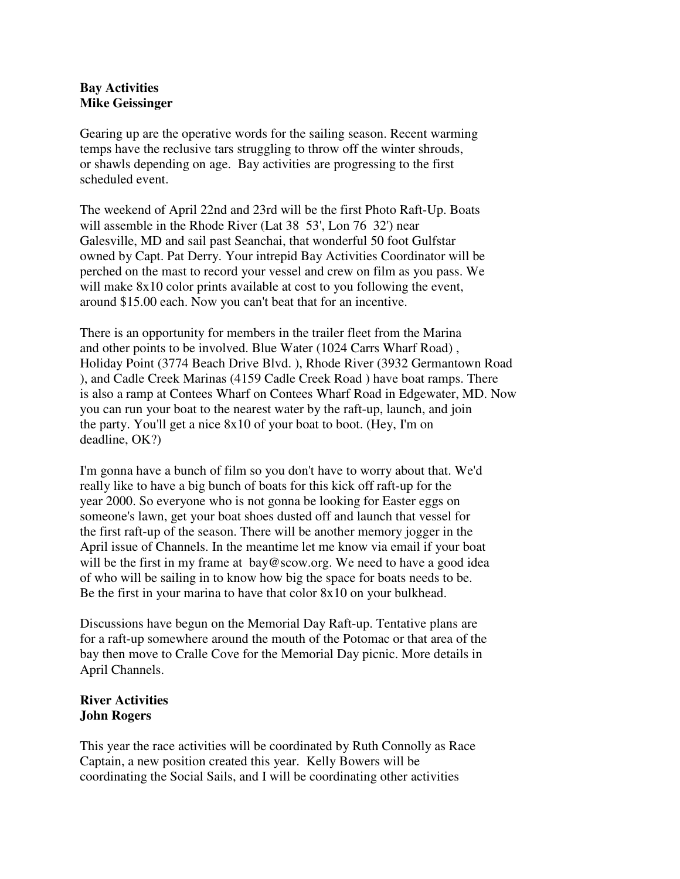**Bay Activities**
**Mike Geissinger**

Gearing up are the operative words for the sailing season. Recent warming temps have the reclusive tars struggling to throw off the winter shrouds, or shawls depending on age. Bay activities are progressing to the first scheduled event.

The weekend of April 22nd and 23rd will be the first Photo Raft-Up. Boats will assemble in the Rhode River (Lat 38 53', Lon 76 32') near Galesville, MD and sail past Seanchai, that wonderful 50 foot Gulfstar owned by Capt. Pat Derry. Your intrepid Bay Activities Coordinator will be perched on the mast to record your vessel and crew on film as you pass. We will make 8x10 color prints available at cost to you following the event, around $15.00 each. Now you can't beat that for an incentive.

There is an opportunity for members in the trailer fleet from the Marina and other points to be involved. Blue Water (1024 Carrs Wharf Road) , Holiday Point (3774 Beach Drive Blvd. ), Rhode River (3932 Germantown Road ), and Cadle Creek Marinas (4159 Cadle Creek Road ) have boat ramps. There is also a ramp at Contees Wharf on Contees Wharf Road in Edgewater, MD. Now you can run your boat to the nearest water by the raft-up, launch, and join the party. You'll get a nice 8x10 of your boat to boot. (Hey, I'm on deadline, OK?)

I'm gonna have a bunch of film so you don't have to worry about that. We'd really like to have a big bunch of boats for this kick off raft-up for the year 2000. So everyone who is not gonna be looking for Easter eggs on someone's lawn, get your boat shoes dusted off and launch that vessel for the first raft-up of the season. There will be another memory jogger in the April issue of Channels. In the meantime let me know via email if your boat will be the first in my frame at bay@scow.org. We need to have a good idea of who will be sailing in to know how big the space for boats needs to be. Be the first in your marina to have that color 8x10 on your bulkhead.

Discussions have begun on the Memorial Day Raft-up. Tentative plans are for a raft-up somewhere around the mouth of the Potomac or that area of the bay then move to Cralle Cove for the Memorial Day picnic. More details in April Channels.

**River Activities**
**John Rogers**

This year the race activities will be coordinated by Ruth Connolly as Race Captain, a new position created this year. Kelly Bowers will be coordinating the Social Sails, and I will be coordinating other activities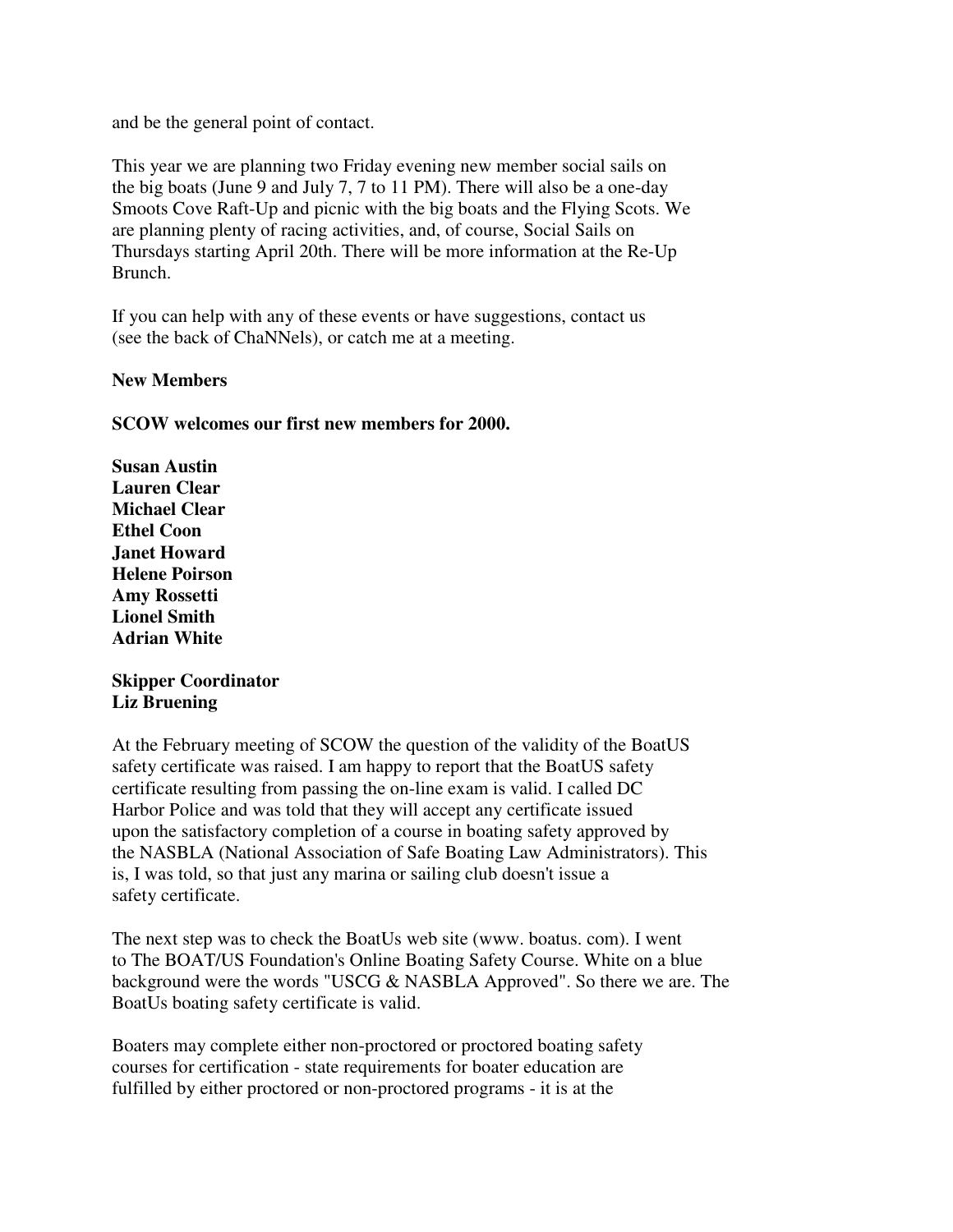and be the general point of contact.

This year we are planning two Friday evening new member social sails on the big boats (June 9 and July 7, 7 to 11 PM). There will also be a one-day Smoots Cove Raft-Up and picnic with the big boats and the Flying Scots. We are planning plenty of racing activities, and, of course, Social Sails on Thursdays starting April 20th. There will be more information at the Re-Up Brunch.

If you can help with any of these events or have suggestions, contact us (see the back of ChaNNels), or catch me at a meeting.

**New Members**

**SCOW welcomes our first new members for 2000.**

**Susan Austin**
**Lauren Clear**
**Michael Clear**
**Ethel Coon**
**Janet Howard**
**Helene Poirson**
**Amy Rossetti**
**Lionel Smith**
**Adrian White**

**Skipper Coordinator**
**Liz Bruening**

At the February meeting of SCOW the question of the validity of the BoatUS safety certificate was raised. I am happy to report that the BoatUS safety certificate resulting from passing the on-line exam is valid. I called DC Harbor Police and was told that they will accept any certificate issued upon the satisfactory completion of a course in boating safety approved by the NASBLA (National Association of Safe Boating Law Administrators). This is, I was told, so that just any marina or sailing club doesn't issue a safety certificate.

The next step was to check the BoatUs web site (www. boatus. com). I went to The BOAT/US Foundation's Online Boating Safety Course. White on a blue background were the words "USCG & NASBLA Approved". So there we are. The BoatUs boating safety certificate is valid.

Boaters may complete either non-proctored or proctored boating safety courses for certification - state requirements for boater education are fulfilled by either proctored or non-proctored programs - it is at the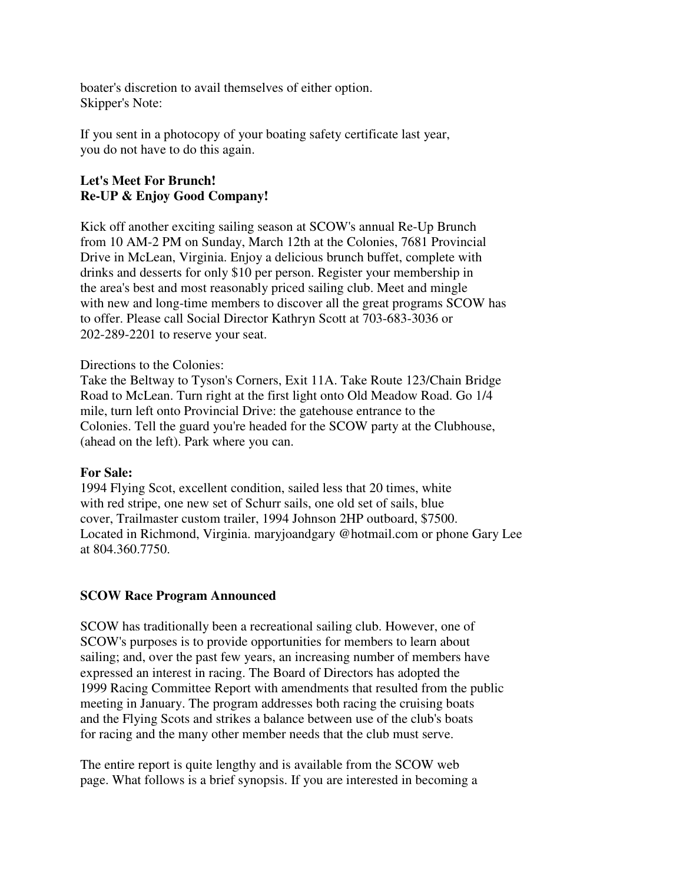boater's discretion to avail themselves of either option.
Skipper's Note:

If you sent in a photocopy of your boating safety certificate last year, you do not have to do this again.

**Let's Meet For Brunch!**
**Re-UP & Enjoy Good Company!**

Kick off another exciting sailing season at SCOW's annual Re-Up Brunch from 10 AM-2 PM on Sunday, March 12th at the Colonies, 7681 Provincial Drive in McLean, Virginia. Enjoy a delicious brunch buffet, complete with drinks and desserts for only $10 per person. Register your membership in the area's best and most reasonably priced sailing club. Meet and mingle with new and long-time members to discover all the great programs SCOW has to offer. Please call Social Director Kathryn Scott at 703-683-3036 or 202-289-2201 to reserve your seat.

Directions to the Colonies:
Take the Beltway to Tyson's Corners, Exit 11A. Take Route 123/Chain Bridge Road to McLean. Turn right at the first light onto Old Meadow Road. Go 1/4 mile, turn left onto Provincial Drive: the gatehouse entrance to the Colonies. Tell the guard you're headed for the SCOW party at the Clubhouse, (ahead on the left). Park where you can.

**For Sale:**
1994 Flying Scot, excellent condition, sailed less that 20 times, white with red stripe, one new set of Schurr sails, one old set of sails, blue cover, Trailmaster custom trailer, 1994 Johnson 2HP outboard, $7500. Located in Richmond, Virginia. maryjoandgary @hotmail.com or phone Gary Lee at 804.360.7750.

**SCOW Race Program Announced**

SCOW has traditionally been a recreational sailing club. However, one of SCOW's purposes is to provide opportunities for members to learn about sailing; and, over the past few years, an increasing number of members have expressed an interest in racing. The Board of Directors has adopted the 1999 Racing Committee Report with amendments that resulted from the public meeting in January. The program addresses both racing the cruising boats and the Flying Scots and strikes a balance between use of the club's boats for racing and the many other member needs that the club must serve.

The entire report is quite lengthy and is available from the SCOW web page. What follows is a brief synopsis. If you are interested in becoming a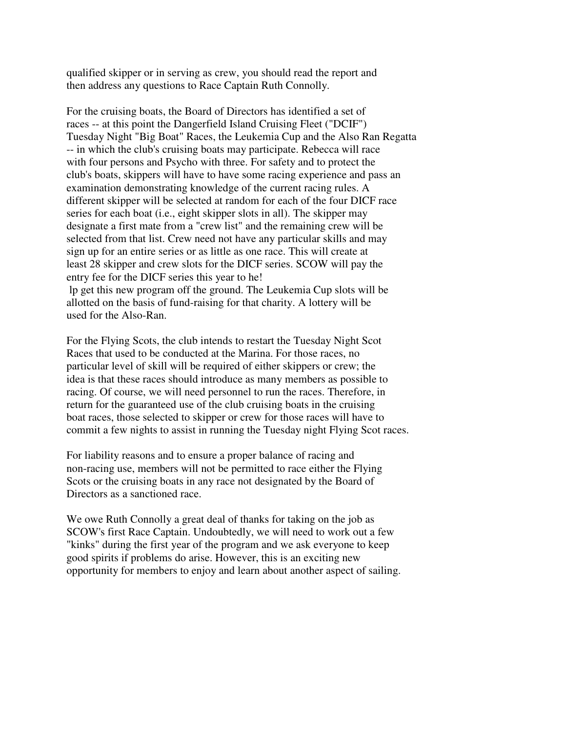qualified skipper or in serving as crew, you should read the report and then address any questions to Race Captain Ruth Connolly.

For the cruising boats, the Board of Directors has identified a set of races -- at this point the Dangerfield Island Cruising Fleet ("DCIF") Tuesday Night "Big Boat" Races, the Leukemia Cup and the Also Ran Regatta -- in which the club's cruising boats may participate. Rebecca will race with four persons and Psycho with three. For safety and to protect the club's boats, skippers will have to have some racing experience and pass an examination demonstrating knowledge of the current racing rules. A different skipper will be selected at random for each of the four DICF race series for each boat (i.e., eight skipper slots in all). The skipper may designate a first mate from a "crew list" and the remaining crew will be selected from that list. Crew need not have any particular skills and may sign up for an entire series or as little as one race. This will create at least 28 skipper and crew slots for the DICF series. SCOW will pay the entry fee for the DICF series this year to he!
lp get this new program off the ground. The Leukemia Cup slots will be allotted on the basis of fund-raising for that charity. A lottery will be used for the Also-Ran.

For the Flying Scots, the club intends to restart the Tuesday Night Scot Races that used to be conducted at the Marina. For those races, no particular level of skill will be required of either skippers or crew; the idea is that these races should introduce as many members as possible to racing. Of course, we will need personnel to run the races. Therefore, in return for the guaranteed use of the club cruising boats in the cruising boat races, those selected to skipper or crew for those races will have to commit a few nights to assist in running the Tuesday night Flying Scot races.

For liability reasons and to ensure a proper balance of racing and non-racing use, members will not be permitted to race either the Flying Scots or the cruising boats in any race not designated by the Board of Directors as a sanctioned race.

We owe Ruth Connolly a great deal of thanks for taking on the job as SCOW's first Race Captain. Undoubtedly, we will need to work out a few "kinks" during the first year of the program and we ask everyone to keep good spirits if problems do arise. However, this is an exciting new opportunity for members to enjoy and learn about another aspect of sailing.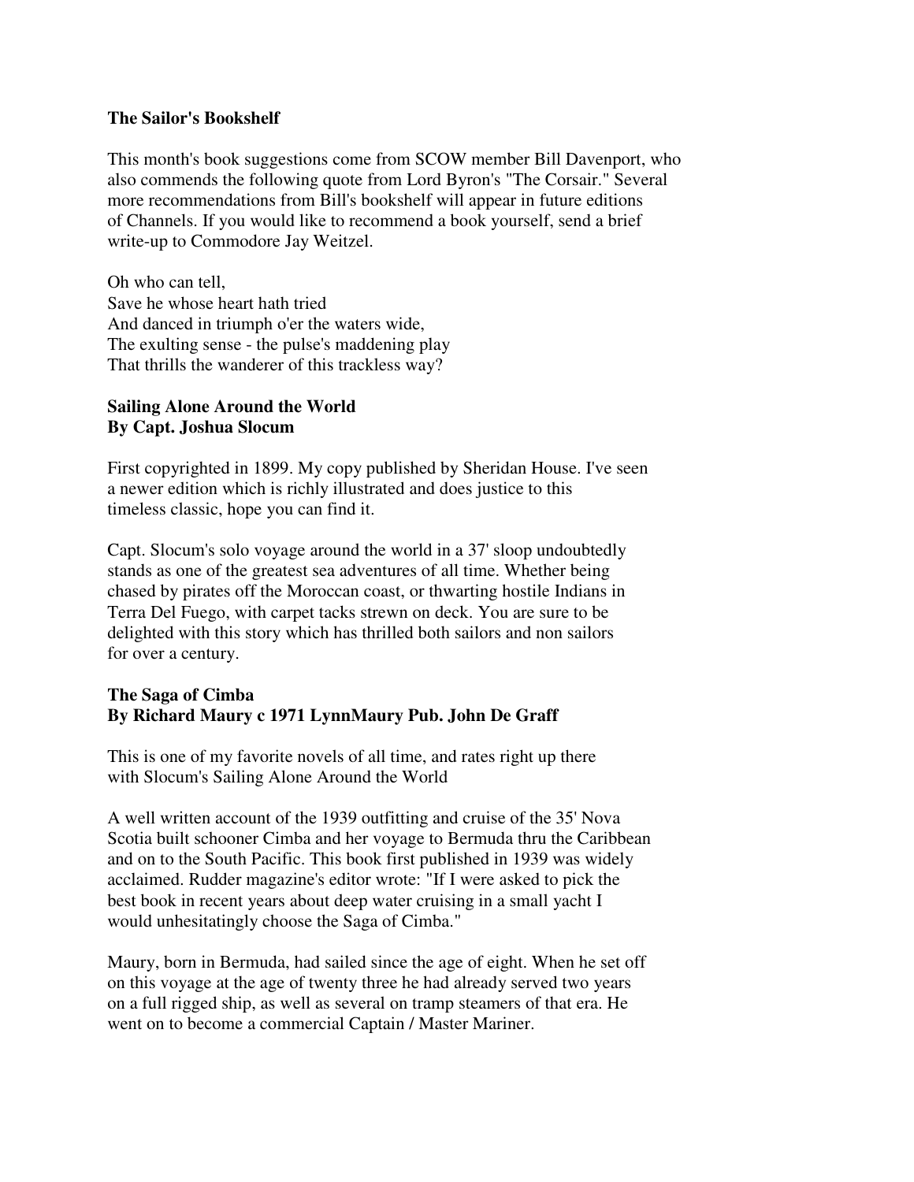## The Sailor's Bookshelf

This month's book suggestions come from SCOW member Bill Davenport, who also commends the following quote from Lord Byron's "The Corsair." Several more recommendations from Bill's bookshelf will appear in future editions of Channels. If you would like to recommend a book yourself, send a brief write-up to Commodore Jay Weitzel.

Oh who can tell,  
Save he whose heart hath tried  
And danced in triumph o'er the waters wide,  
The exulting sense - the pulse's maddening play  
That thrills the wanderer of this trackless way?

### Sailing Alone Around the World
**By Capt. Joshua Slocum**

First copyrighted in 1899. My copy published by Sheridan House. I've seen a newer edition which is richly illustrated and does justice to this timeless classic, hope you can find it.

Capt. Slocum's solo voyage around the world in a 37' sloop undoubtedly stands as one of the greatest sea adventures of all time. Whether being chased by pirates off the Moroccan coast, or thwarting hostile Indians in Terra Del Fuego, with carpet tacks strewn on deck. You are sure to be delighted with this story which has thrilled both sailors and non sailors for over a century.

### The Saga of Cimba
**By Richard Maury c 1971 LynnMaury Pub. John De Graff**

This is one of my favorite novels of all time, and rates right up there with Slocum's Sailing Alone Around the World

A well written account of the 1939 outfitting and cruise of the 35' Nova Scotia built schooner Cimba and her voyage to Bermuda thru the Caribbean and on to the South Pacific. This book first published in 1939 was widely acclaimed. Rudder magazine's editor wrote: "If I were asked to pick the best book in recent years about deep water cruising in a small yacht I would unhesitatingly choose the Saga of Cimba."

Maury, born in Bermuda, had sailed since the age of eight. When he set off on this voyage at the age of twenty three he had already served two years on a full rigged ship, as well as several on tramp steamers of that era. He went on to become a commercial Captain / Master Mariner.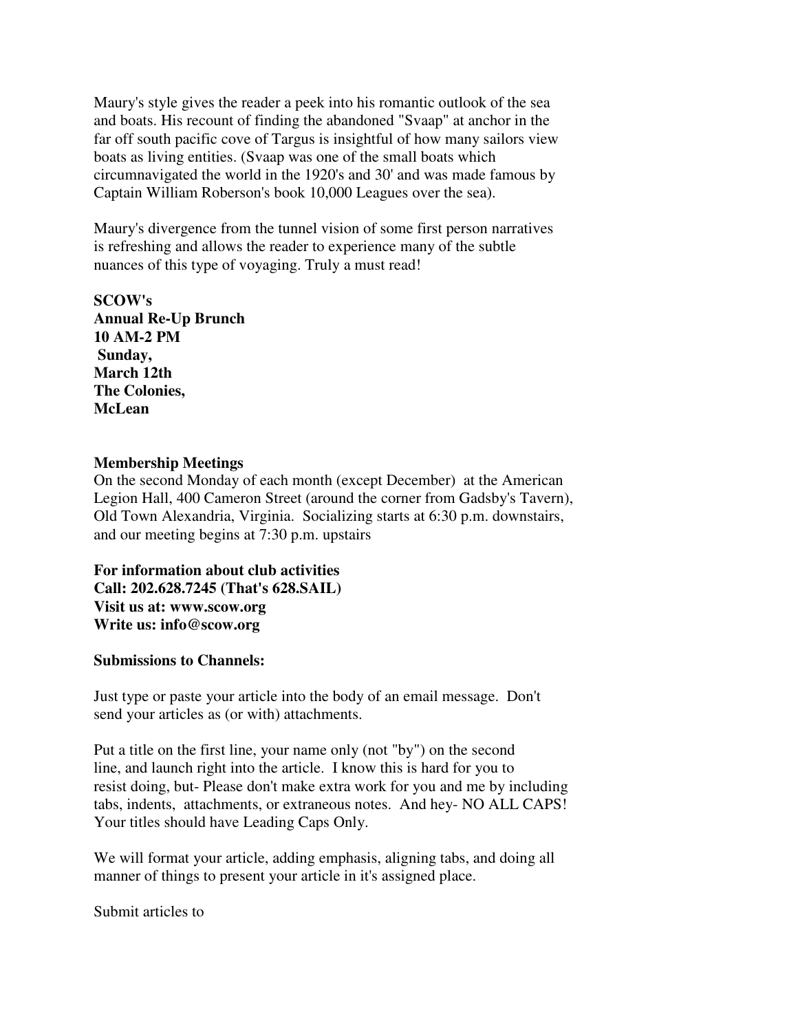Maury's style gives the reader a peek into his romantic outlook of the sea and boats. His recount of finding the abandoned "Svaap" at anchor in the far off south pacific cove of Targus is insightful of how many sailors view boats as living entities. (Svaap was one of the small boats which circumnavigated the world in the 1920's and 30' and was made famous by Captain William Roberson's book 10,000 Leagues over the sea).

Maury's divergence from the tunnel vision of some first person narratives is refreshing and allows the reader to experience many of the subtle nuances of this type of voyaging. Truly a must read!

**SCOW's**
**Annual Re-Up Brunch**
**10 AM-2 PM**
**Sunday,**
**March 12th**
**The Colonies,**
**McLean**

**Membership Meetings**

On the second Monday of each month (except December) at the American Legion Hall, 400 Cameron Street (around the corner from Gadsby's Tavern), Old Town Alexandria, Virginia. Socializing starts at 6:30 p.m. downstairs, and our meeting begins at 7:30 p.m. upstairs

**For information about club activities**
**Call: 202.628.7245 (That's 628.SAIL)**
**Visit us at: www.scow.org**
**Write us: info@scow.org**

**Submissions to Channels:**

Just type or paste your article into the body of an email message. Don't send your articles as (or with) attachments.

Put a title on the first line, your name only (not "by") on the second line, and launch right into the article. I know this is hard for you to resist doing, but- Please don't make extra work for you and me by including tabs, indents, attachments, or extraneous notes. And hey- NO ALL CAPS! Your titles should have Leading Caps Only.

We will format your article, adding emphasis, aligning tabs, and doing all manner of things to present your article in it's assigned place.

Submit articles to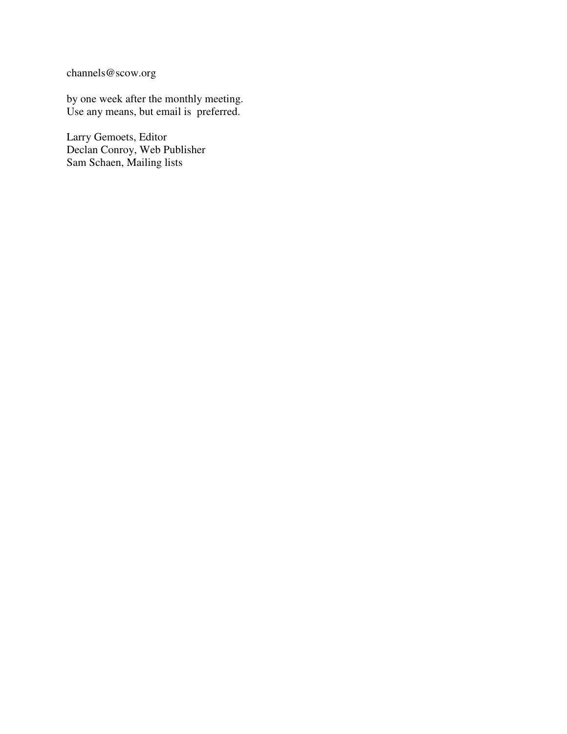channels@scow.org

by one week after the monthly meeting.
Use any means, but email is preferred.

Larry Gemoets, Editor
Declan Conroy, Web Publisher
Sam Schaen, Mailing lists